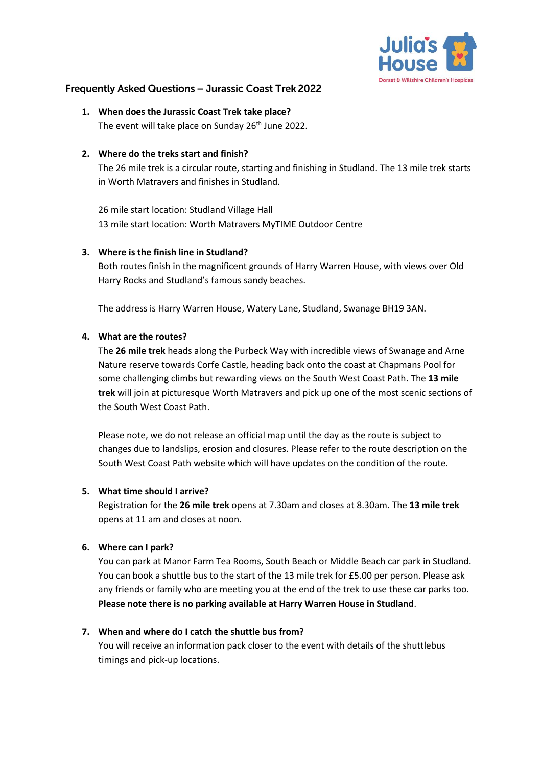## Frequently Asked Questions – Jurassic Coast Trek 2022

1. **When does the Jurassic Coast Trek take place?**
   The event will take place on Sunday 26th June 2022.

2. **Where do the treks start and finish?**
   The 26 mile trek is a circular route, starting and finishing in Studland. The 13 mile trek starts in Worth Matravers and finishes in Studland.

   26 mile start location: Studland Village Hall
   13 mile start location: Worth Matravers MyTIME Outdoor Centre

3. **Where is the finish line in Studland?**
   Both routes finish in the magnificent grounds of Harry Warren House, with views over Old Harry Rocks and Studland's famous sandy beaches.

   The address is Harry Warren House, Watery Lane, Studland, Swanage BH19 3AN.

4. **What are the routes?**
   The **26 mile trek** heads along the Purbeck Way with incredible views of Swanage and Arne Nature reserve towards Corfe Castle, heading back onto the coast at Chapmans Pool for some challenging climbs but rewarding views on the South West Coast Path. The **13 mile trek** will join at picturesque Worth Matravers and pick up one of the most scenic sections of the South West Coast Path.

   Please note, we do not release an official map until the day as the route is subject to changes due to landslips, erosion and closures. Please refer to the route description on the South West Coast Path website which will have updates on the condition of the route.

5. **What time should I arrive?**
   Registration for the **26 mile trek** opens at 7.30am and closes at 8.30am. The **13 mile trek** opens at 11 am and closes at noon.

6. **Where can I park?**
   You can park at Manor Farm Tea Rooms, South Beach or Middle Beach car park in Studland. You can book a shuttle bus to the start of the 13 mile trek for £5.00 per person. Please ask any friends or family who are meeting you at the end of the trek to use these car parks too. **Please note there is no parking available at Harry Warren House in Studland**.

7. **When and where do I catch the shuttle bus from?**
   You will receive an information pack closer to the event with details of the shuttlebus timings and pick-up locations.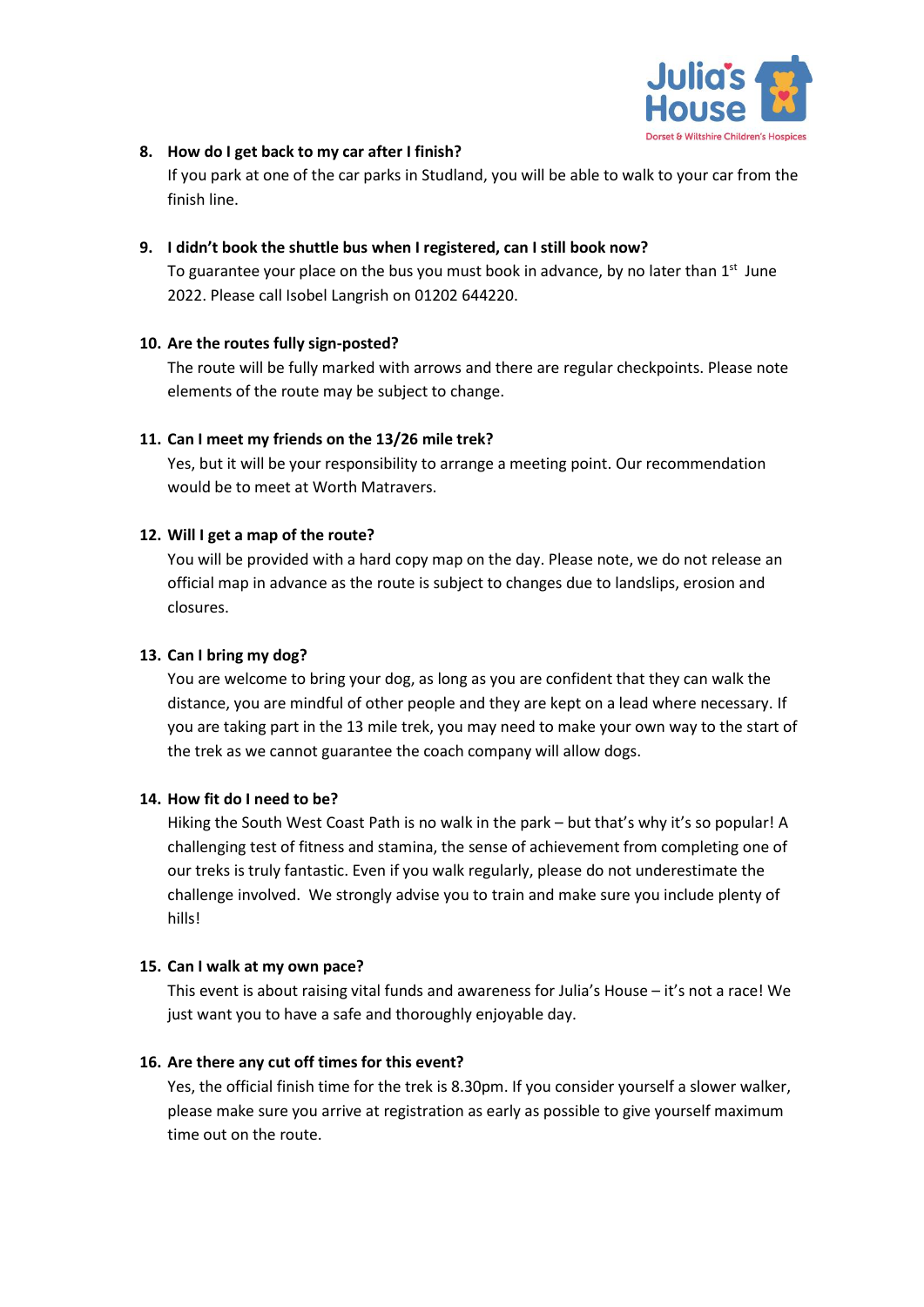8. **How do I get back to my car after I finish?**
   If you park at one of the car parks in Studland, you will be able to walk to your car from the finish line.

9. **I didn't book the shuttle bus when I registered, can I still book now?**
   To guarantee your place on the bus you must book in advance, by no later than 1st June 2022. Please call Isobel Langrish on 01202 644220.

10. **Are the routes fully sign-posted?**
    The route will be fully marked with arrows and there are regular checkpoints. Please note elements of the route may be subject to change.

11. **Can I meet my friends on the 13/26 mile trek?**
    Yes, but it will be your responsibility to arrange a meeting point. Our recommendation would be to meet at Worth Matravers.

12. **Will I get a map of the route?**
    You will be provided with a hard copy map on the day. Please note, we do not release an official map in advance as the route is subject to changes due to landslips, erosion and closures.

13. **Can I bring my dog?**
    You are welcome to bring your dog, as long as you are confident that they can walk the distance, you are mindful of other people and they are kept on a lead where necessary. If you are taking part in the 13 mile trek, you may need to make your own way to the start of the trek as we cannot guarantee the coach company will allow dogs.

14. **How fit do I need to be?**
    Hiking the South West Coast Path is no walk in the park – but that's why it's so popular! A challenging test of fitness and stamina, the sense of achievement from completing one of our treks is truly fantastic. Even if you walk regularly, please do not underestimate the challenge involved. We strongly advise you to train and make sure you include plenty of hills!

15. **Can I walk at my own pace?**
    This event is about raising vital funds and awareness for Julia's House – it's not a race! We just want you to have a safe and thoroughly enjoyable day.

16. **Are there any cut off times for this event?**
    Yes, the official finish time for the trek is 8.30pm. If you consider yourself a slower walker, please make sure you arrive at registration as early as possible to give yourself maximum time out on the route.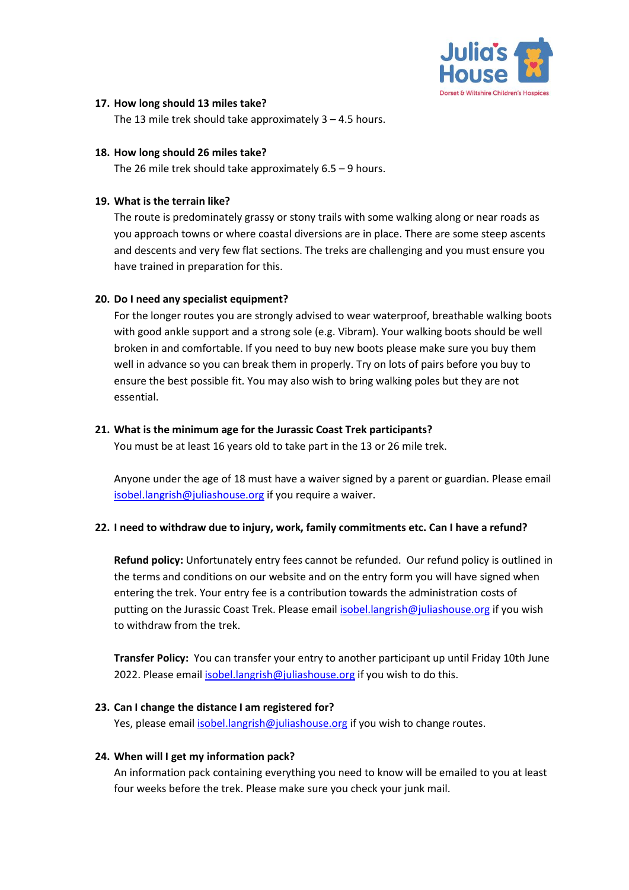**17. How long should 13 miles take?**

The 13 mile trek should take approximately 3 – 4.5 hours.

**18. How long should 26 miles take?**

The 26 mile trek should take approximately 6.5 – 9 hours.

**19. What is the terrain like?**

The route is predominately grassy or stony trails with some walking along or near roads as you approach towns or where coastal diversions are in place. There are some steep ascents and descents and very few flat sections. The treks are challenging and you must ensure you have trained in preparation for this.

**20. Do I need any specialist equipment?**

For the longer routes you are strongly advised to wear waterproof, breathable walking boots with good ankle support and a strong sole (e.g. Vibram). Your walking boots should be well broken in and comfortable. If you need to buy new boots please make sure you buy them well in advance so you can break them in properly. Try on lots of pairs before you buy to ensure the best possible fit. You may also wish to bring walking poles but they are not essential.

**21. What is the minimum age for the Jurassic Coast Trek participants?**

You must be at least 16 years old to take part in the 13 or 26 mile trek.

Anyone under the age of 18 must have a waiver signed by a parent or guardian. Please email isobel.langrish@juliashouse.org if you require a waiver.

**22. I need to withdraw due to injury, work, family commitments etc. Can I have a refund?**

**Refund policy:** Unfortunately entry fees cannot be refunded. Our refund policy is outlined in the terms and conditions on our website and on the entry form you will have signed when entering the trek. Your entry fee is a contribution towards the administration costs of putting on the Jurassic Coast Trek. Please email isobel.langrish@juliashouse.org if you wish to withdraw from the trek.

**Transfer Policy:** You can transfer your entry to another participant up until Friday 10th June 2022. Please email isobel.langrish@juliashouse.org if you wish to do this.

**23. Can I change the distance I am registered for?**

Yes, please email isobel.langrish@juliashouse.org if you wish to change routes.

**24. When will I get my information pack?**

An information pack containing everything you need to know will be emailed to you at least four weeks before the trek. Please make sure you check your junk mail.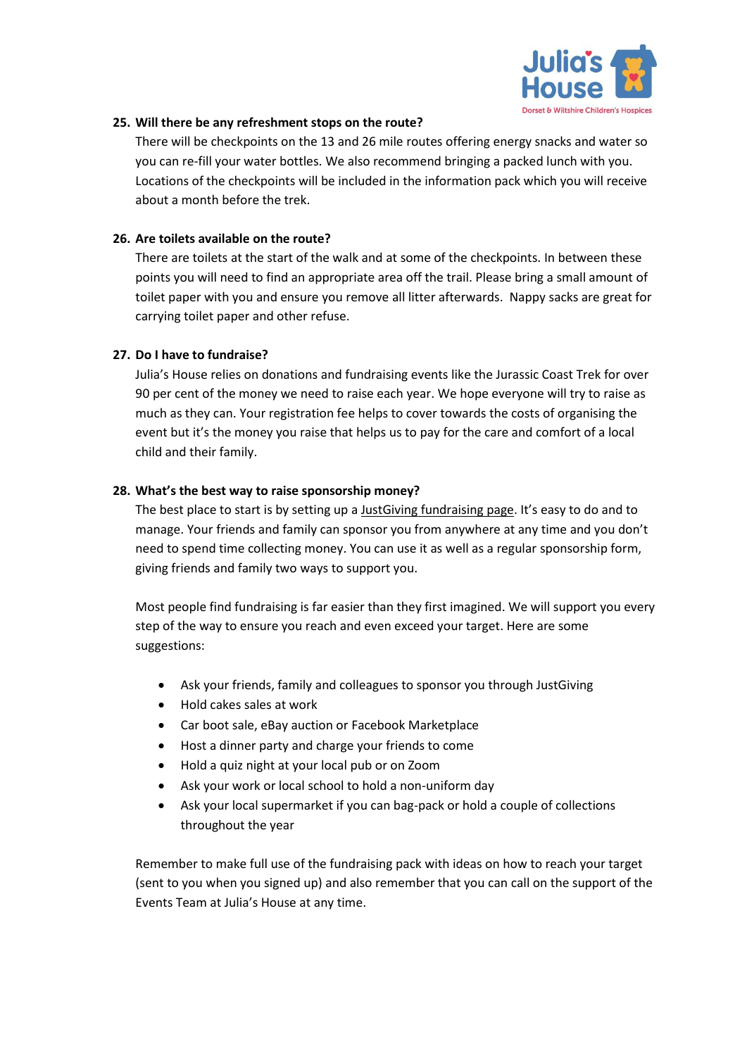**25. Will there be any refreshment stops on the route?**

There will be checkpoints on the 13 and 26 mile routes offering energy snacks and water so you can re-fill your water bottles. We also recommend bringing a packed lunch with you. Locations of the checkpoints will be included in the information pack which you will receive about a month before the trek.

**26. Are toilets available on the route?**

There are toilets at the start of the walk and at some of the checkpoints. In between these points you will need to find an appropriate area off the trail. Please bring a small amount of toilet paper with you and ensure you remove all litter afterwards. Nappy sacks are great for carrying toilet paper and other refuse.

**27. Do I have to fundraise?**

Julia's House relies on donations and fundraising events like the Jurassic Coast Trek for over 90 per cent of the money we need to raise each year. We hope everyone will try to raise as much as they can. Your registration fee helps to cover towards the costs of organising the event but it's the money you raise that helps us to pay for the care and comfort of a local child and their family.

**28. What's the best way to raise sponsorship money?**

The best place to start is by setting up a JustGiving fundraising page. It's easy to do and to manage. Your friends and family can sponsor you from anywhere at any time and you don't need to spend time collecting money. You can use it as well as a regular sponsorship form, giving friends and family two ways to support you.

Most people find fundraising is far easier than they first imagined. We will support you every step of the way to ensure you reach and even exceed your target. Here are some suggestions:

- Ask your friends, family and colleagues to sponsor you through JustGiving
- Hold cakes sales at work
- Car boot sale, eBay auction or Facebook Marketplace
- Host a dinner party and charge your friends to come
- Hold a quiz night at your local pub or on Zoom
- Ask your work or local school to hold a non-uniform day
- Ask your local supermarket if you can bag-pack or hold a couple of collections throughout the year

Remember to make full use of the fundraising pack with ideas on how to reach your target (sent to you when you signed up) and also remember that you can call on the support of the Events Team at Julia's House at any time.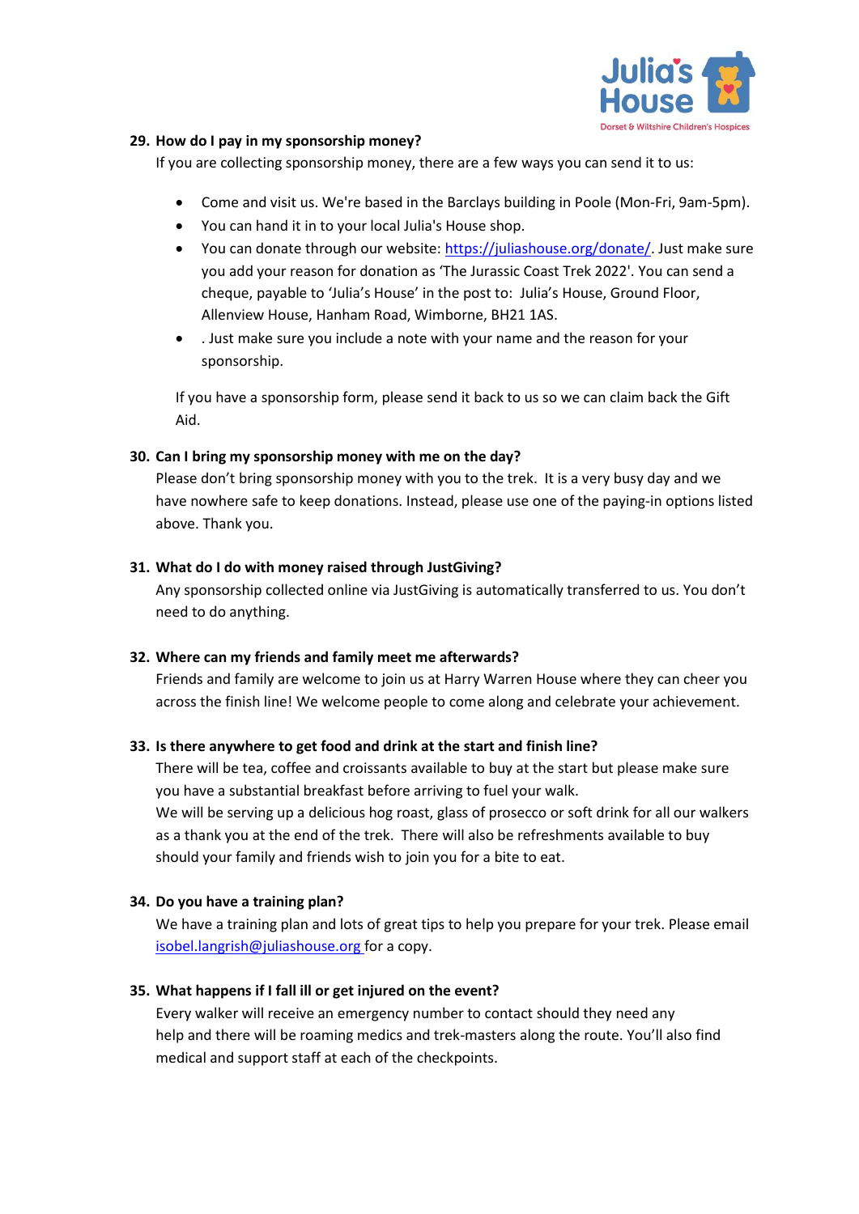**29. How do I pay in my sponsorship money?**

If you are collecting sponsorship money, there are a few ways you can send it to us:

- Come and visit us. We're based in the Barclays building in Poole (Mon-Fri, 9am-5pm).
- You can hand it in to your local Julia's House shop.
- You can donate through our website: https://juliashouse.org/donate/. Just make sure you add your reason for donation as 'The Jurassic Coast Trek 2022'. You can send a cheque, payable to 'Julia's House' in the post to: Julia's House, Ground Floor, Allenview House, Hanham Road, Wimborne, BH21 1AS.
- . Just make sure you include a note with your name and the reason for your sponsorship.

If you have a sponsorship form, please send it back to us so we can claim back the Gift Aid.

**30. Can I bring my sponsorship money with me on the day?**

Please don't bring sponsorship money with you to the trek. It is a very busy day and we have nowhere safe to keep donations. Instead, please use one of the paying-in options listed above. Thank you.

**31. What do I do with money raised through JustGiving?**

Any sponsorship collected online via JustGiving is automatically transferred to us. You don't need to do anything.

**32. Where can my friends and family meet me afterwards?**

Friends and family are welcome to join us at Harry Warren House where they can cheer you across the finish line! We welcome people to come along and celebrate your achievement.

**33. Is there anywhere to get food and drink at the start and finish line?**

There will be tea, coffee and croissants available to buy at the start but please make sure you have a substantial breakfast before arriving to fuel your walk.
We will be serving up a delicious hog roast, glass of prosecco or soft drink for all our walkers as a thank you at the end of the trek. There will also be refreshments available to buy should your family and friends wish to join you for a bite to eat.

**34. Do you have a training plan?**

We have a training plan and lots of great tips to help you prepare for your trek. Please email isobel.langrish@juliashouse.org for a copy.

**35. What happens if I fall ill or get injured on the event?**

Every walker will receive an emergency number to contact should they need any help and there will be roaming medics and trek-masters along the route. You'll also find medical and support staff at each of the checkpoints.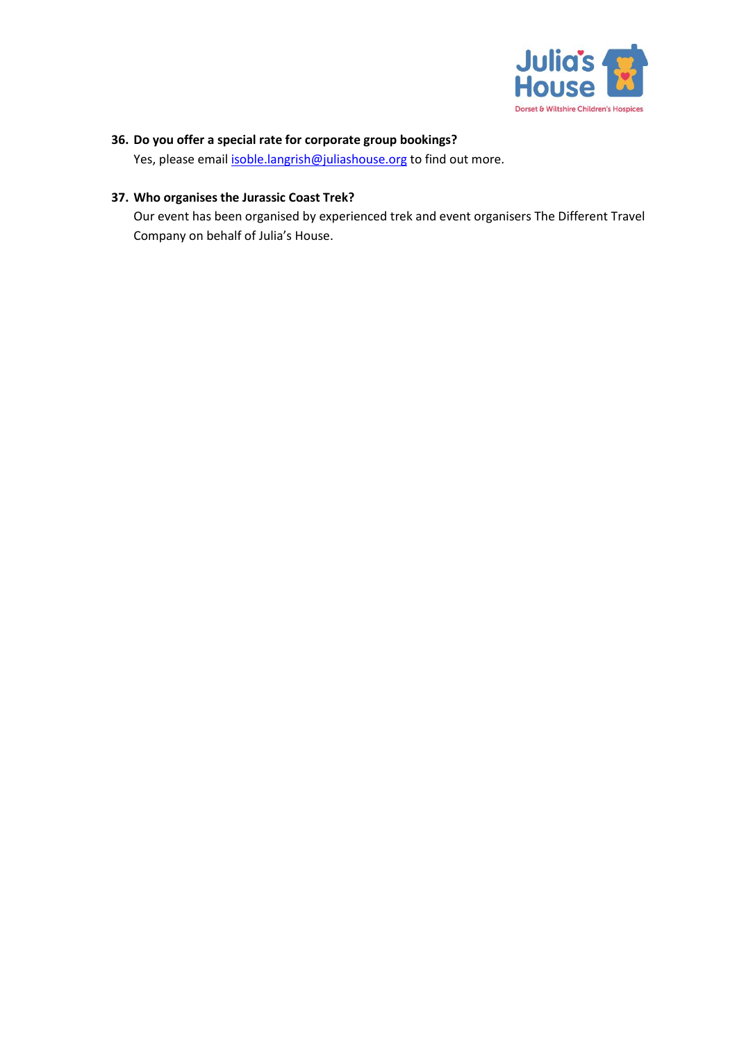**36. Do you offer a special rate for corporate group bookings?**

Yes, please email isoble.langrish@juliashouse.org to find out more.

**37. Who organises the Jurassic Coast Trek?**

Our event has been organised by experienced trek and event organisers The Different Travel Company on behalf of Julia's House.